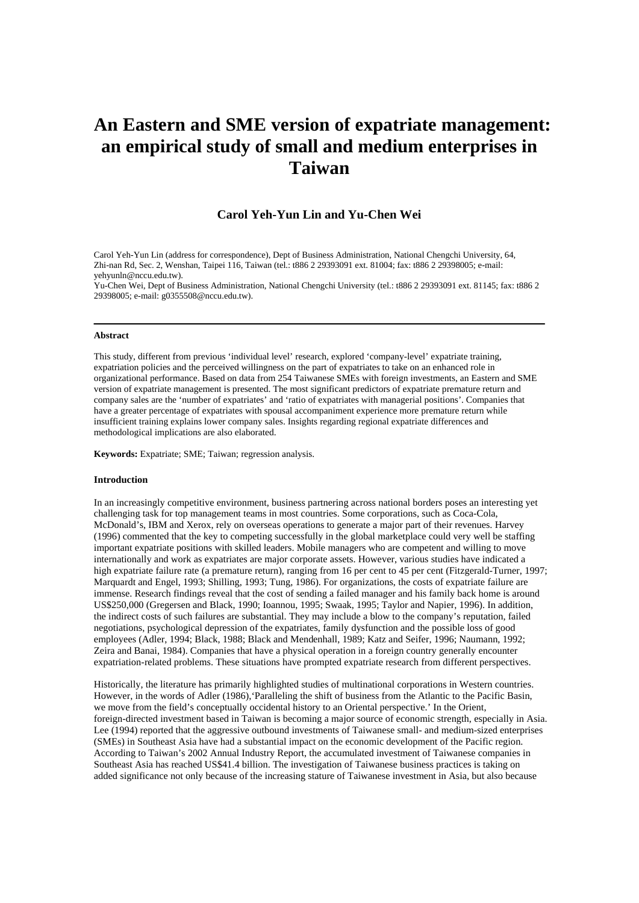# An Eastern and SME version of expatriate management: an empirical study of small and medium enterprises in Taiwan

**Carol Yeh-Yun Lin and Yu-Chen Wei**

Carol Yeh-Yun Lin (address for correspondence), Dept of Business Administration, National Chengchi University, 64, Zhi-nan Rd, Sec. 2, Wenshan, Taipei 116, Taiwan (tel.: t886 2 29393091 ext. 81004; fax: t886 2 29398005; e-mail: yehyunln@nccu.edu.tw).
Yu-Chen Wei, Dept of Business Administration, National Chengchi University (tel.: t886 2 29393091 ext. 81145; fax: t886 2 29398005; e-mail: g0355508@nccu.edu.tw).

---

**Abstract**

This study, different from previous 'individual level' research, explored 'company-level' expatriate training, expatriation policies and the perceived willingness on the part of expatriates to take on an enhanced role in organizational performance. Based on data from 254 Taiwanese SMEs with foreign investments, an Eastern and SME version of expatriate management is presented. The most significant predictors of expatriate premature return and company sales are the 'number of expatriates' and 'ratio of expatriates with managerial positions'. Companies that have a greater percentage of expatriates with spousal accompaniment experience more premature return while insufficient training explains lower company sales. Insights regarding regional expatriate differences and methodological implications are also elaborated.

**Keywords:** Expatriate; SME; Taiwan; regression analysis.

**Introduction**

In an increasingly competitive environment, business partnering across national borders poses an interesting yet challenging task for top management teams in most countries. Some corporations, such as Coca-Cola, McDonald's, IBM and Xerox, rely on overseas operations to generate a major part of their revenues. Harvey (1996) commented that the key to competing successfully in the global marketplace could very well be staffing important expatriate positions with skilled leaders. Mobile managers who are competent and willing to move internationally and work as expatriates are major corporate assets. However, various studies have indicated a high expatriate failure rate (a premature return), ranging from 16 per cent to 45 per cent (Fitzgerald-Turner, 1997; Marquardt and Engel, 1993; Shilling, 1993; Tung, 1986). For organizations, the costs of expatriate failure are immense. Research findings reveal that the cost of sending a failed manager and his family back home is around US$250,000 (Gregersen and Black, 1990; Ioannou, 1995; Swaak, 1995; Taylor and Napier, 1996). In addition, the indirect costs of such failures are substantial. They may include a blow to the company's reputation, failed negotiations, psychological depression of the expatriates, family dysfunction and the possible loss of good employees (Adler, 1994; Black, 1988; Black and Mendenhall, 1989; Katz and Seifer, 1996; Naumann, 1992; Zeira and Banai, 1984). Companies that have a physical operation in a foreign country generally encounter expatriation-related problems. These situations have prompted expatriate research from different perspectives.

Historically, the literature has primarily highlighted studies of multinational corporations in Western countries. However, in the words of Adler (1986),'Paralleling the shift of business from the Atlantic to the Pacific Basin, we move from the field's conceptually occidental history to an Oriental perspective.' In the Orient, foreign-directed investment based in Taiwan is becoming a major source of economic strength, especially in Asia. Lee (1994) reported that the aggressive outbound investments of Taiwanese small- and medium-sized enterprises (SMEs) in Southeast Asia have had a substantial impact on the economic development of the Pacific region. According to Taiwan's 2002 Annual Industry Report, the accumulated investment of Taiwanese companies in Southeast Asia has reached US$41.4 billion. The investigation of Taiwanese business practices is taking on added significance not only because of the increasing stature of Taiwanese investment in Asia, but also because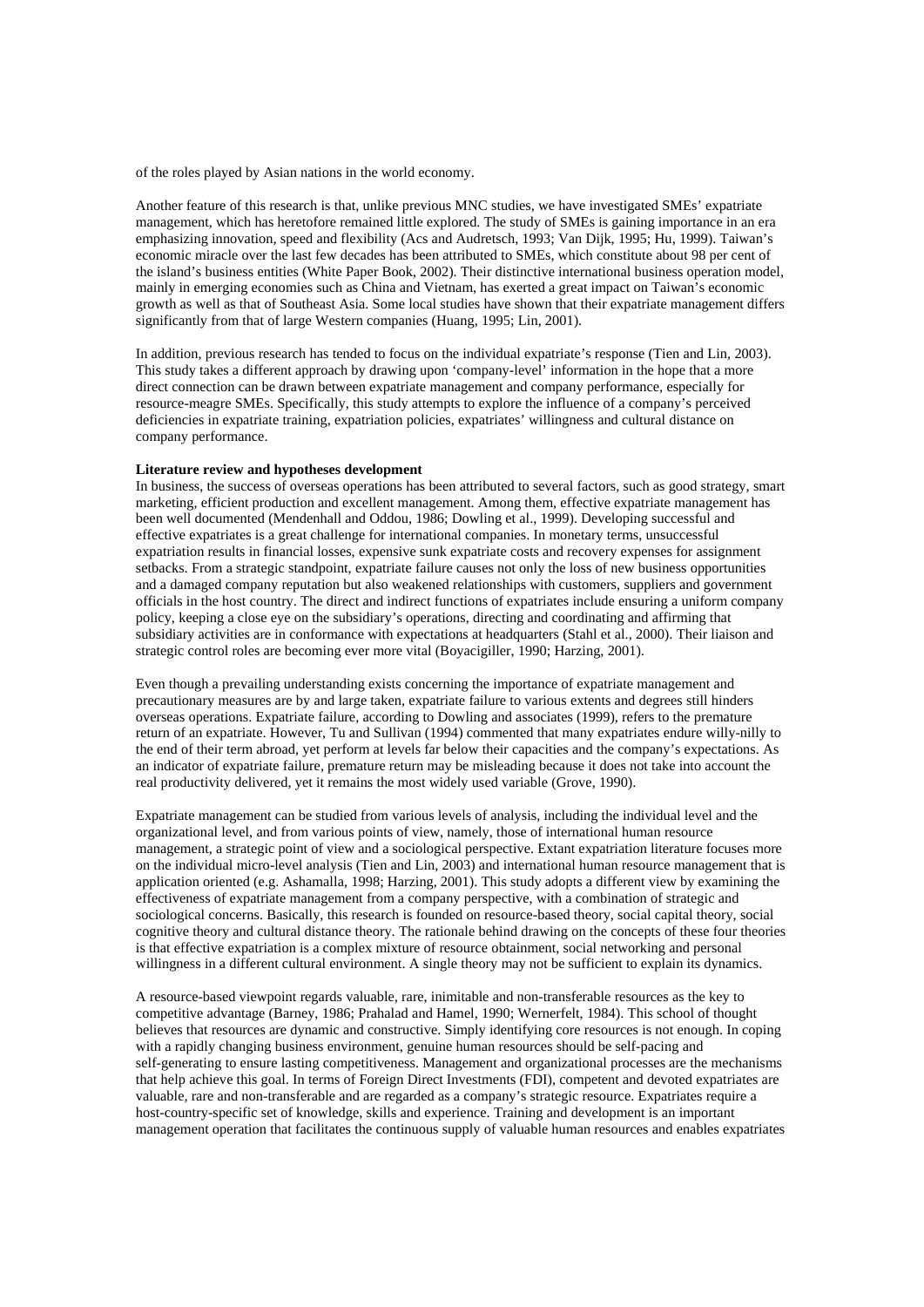of the roles played by Asian nations in the world economy.

Another feature of this research is that, unlike previous MNC studies, we have investigated SMEs' expatriate management, which has heretofore remained little explored. The study of SMEs is gaining importance in an era emphasizing innovation, speed and flexibility (Acs and Audretsch, 1993; Van Dijk, 1995; Hu, 1999). Taiwan's economic miracle over the last few decades has been attributed to SMEs, which constitute about 98 per cent of the island's business entities (White Paper Book, 2002). Their distinctive international business operation model, mainly in emerging economies such as China and Vietnam, has exerted a great impact on Taiwan's economic growth as well as that of Southeast Asia. Some local studies have shown that their expatriate management differs significantly from that of large Western companies (Huang, 1995; Lin, 2001).

In addition, previous research has tended to focus on the individual expatriate's response (Tien and Lin, 2003). This study takes a different approach by drawing upon 'company-level' information in the hope that a more direct connection can be drawn between expatriate management and company performance, especially for resource-meagre SMEs. Specifically, this study attempts to explore the influence of a company's perceived deficiencies in expatriate training, expatriation policies, expatriates' willingness and cultural distance on company performance.

**Literature review and hypotheses development**

In business, the success of overseas operations has been attributed to several factors, such as good strategy, smart marketing, efficient production and excellent management. Among them, effective expatriate management has been well documented (Mendenhall and Oddou, 1986; Dowling et al., 1999). Developing successful and effective expatriates is a great challenge for international companies. In monetary terms, unsuccessful expatriation results in financial losses, expensive sunk expatriate costs and recovery expenses for assignment setbacks. From a strategic standpoint, expatriate failure causes not only the loss of new business opportunities and a damaged company reputation but also weakened relationships with customers, suppliers and government officials in the host country. The direct and indirect functions of expatriates include ensuring a uniform company policy, keeping a close eye on the subsidiary's operations, directing and coordinating and affirming that subsidiary activities are in conformance with expectations at headquarters (Stahl et al., 2000). Their liaison and strategic control roles are becoming ever more vital (Boyacigiller, 1990; Harzing, 2001).

Even though a prevailing understanding exists concerning the importance of expatriate management and precautionary measures are by and large taken, expatriate failure to various extents and degrees still hinders overseas operations. Expatriate failure, according to Dowling and associates (1999), refers to the premature return of an expatriate. However, Tu and Sullivan (1994) commented that many expatriates endure willy-nilly to the end of their term abroad, yet perform at levels far below their capacities and the company's expectations. As an indicator of expatriate failure, premature return may be misleading because it does not take into account the real productivity delivered, yet it remains the most widely used variable (Grove, 1990).

Expatriate management can be studied from various levels of analysis, including the individual level and the organizational level, and from various points of view, namely, those of international human resource management, a strategic point of view and a sociological perspective. Extant expatriation literature focuses more on the individual micro-level analysis (Tien and Lin, 2003) and international human resource management that is application oriented (e.g. Ashamalla, 1998; Harzing, 2001). This study adopts a different view by examining the effectiveness of expatriate management from a company perspective, with a combination of strategic and sociological concerns. Basically, this research is founded on resource-based theory, social capital theory, social cognitive theory and cultural distance theory. The rationale behind drawing on the concepts of these four theories is that effective expatriation is a complex mixture of resource obtainment, social networking and personal willingness in a different cultural environment. A single theory may not be sufficient to explain its dynamics.

A resource-based viewpoint regards valuable, rare, inimitable and non-transferable resources as the key to competitive advantage (Barney, 1986; Prahalad and Hamel, 1990; Wernerfelt, 1984). This school of thought believes that resources are dynamic and constructive. Simply identifying core resources is not enough. In coping with a rapidly changing business environment, genuine human resources should be self-pacing and self-generating to ensure lasting competitiveness. Management and organizational processes are the mechanisms that help achieve this goal. In terms of Foreign Direct Investments (FDI), competent and devoted expatriates are valuable, rare and non-transferable and are regarded as a company's strategic resource. Expatriates require a host-country-specific set of knowledge, skills and experience. Training and development is an important management operation that facilitates the continuous supply of valuable human resources and enables expatriates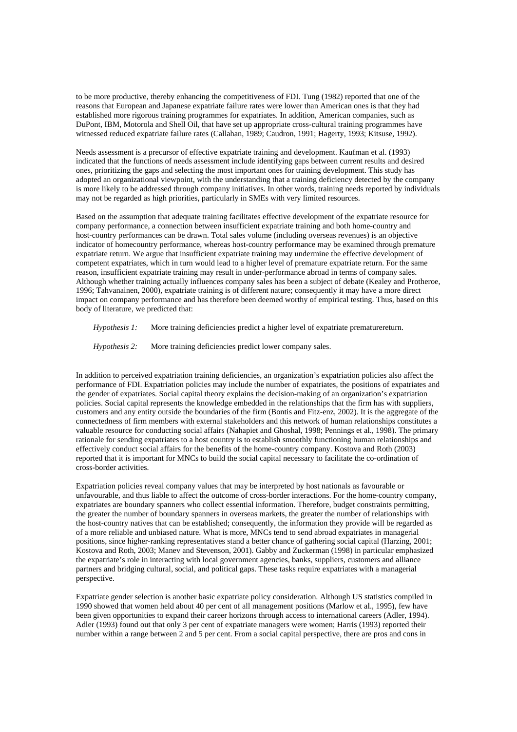to be more productive, thereby enhancing the competitiveness of FDI. Tung (1982) reported that one of the reasons that European and Japanese expatriate failure rates were lower than American ones is that they had established more rigorous training programmes for expatriates. In addition, American companies, such as DuPont, IBM, Motorola and Shell Oil, that have set up appropriate cross-cultural training programmes have witnessed reduced expatriate failure rates (Callahan, 1989; Caudron, 1991; Hagerty, 1993; Kitsuse, 1992).

Needs assessment is a precursor of effective expatriate training and development. Kaufman et al. (1993) indicated that the functions of needs assessment include identifying gaps between current results and desired ones, prioritizing the gaps and selecting the most important ones for training development. This study has adopted an organizational viewpoint, with the understanding that a training deficiency detected by the company is more likely to be addressed through company initiatives. In other words, training needs reported by individuals may not be regarded as high priorities, particularly in SMEs with very limited resources.

Based on the assumption that adequate training facilitates effective development of the expatriate resource for company performance, a connection between insufficient expatriate training and both home-country and host-country performances can be drawn. Total sales volume (including overseas revenues) is an objective indicator of homecountry performance, whereas host-country performance may be examined through premature expatriate return. We argue that insufficient expatriate training may undermine the effective development of competent expatriates, which in turn would lead to a higher level of premature expatriate return. For the same reason, insufficient expatriate training may result in under-performance abroad in terms of company sales. Although whether training actually influences company sales has been a subject of debate (Kealey and Protheroe, 1996; Tahvanainen, 2000), expatriate training is of different nature; consequently it may have a more direct impact on company performance and has therefore been deemed worthy of empirical testing. Thus, based on this body of literature, we predicted that:

*Hypothesis 1:* More training deficiencies predict a higher level of expatriate prematurereturn.

*Hypothesis 2:* More training deficiencies predict lower company sales.

In addition to perceived expatriation training deficiencies, an organization's expatriation policies also affect the performance of FDI. Expatriation policies may include the number of expatriates, the positions of expatriates and the gender of expatriates. Social capital theory explains the decision-making of an organization's expatriation policies. Social capital represents the knowledge embedded in the relationships that the firm has with suppliers, customers and any entity outside the boundaries of the firm (Bontis and Fitz-enz, 2002). It is the aggregate of the connectedness of firm members with external stakeholders and this network of human relationships constitutes a valuable resource for conducting social affairs (Nahapiet and Ghoshal, 1998; Pennings et al., 1998). The primary rationale for sending expatriates to a host country is to establish smoothly functioning human relationships and effectively conduct social affairs for the benefits of the home-country company. Kostova and Roth (2003) reported that it is important for MNCs to build the social capital necessary to facilitate the co-ordination of cross-border activities.

Expatriation policies reveal company values that may be interpreted by host nationals as favourable or unfavourable, and thus liable to affect the outcome of cross-border interactions. For the home-country company, expatriates are boundary spanners who collect essential information. Therefore, budget constraints permitting, the greater the number of boundary spanners in overseas markets, the greater the number of relationships with the host-country natives that can be established; consequently, the information they provide will be regarded as of a more reliable and unbiased nature. What is more, MNCs tend to send abroad expatriates in managerial positions, since higher-ranking representatives stand a better chance of gathering social capital (Harzing, 2001; Kostova and Roth, 2003; Manev and Stevenson, 2001). Gabby and Zuckerman (1998) in particular emphasized the expatriate's role in interacting with local government agencies, banks, suppliers, customers and alliance partners and bridging cultural, social, and political gaps. These tasks require expatriates with a managerial perspective.

Expatriate gender selection is another basic expatriate policy consideration. Although US statistics compiled in 1990 showed that women held about 40 per cent of all management positions (Marlow et al., 1995), few have been given opportunities to expand their career horizons through access to international careers (Adler, 1994). Adler (1993) found out that only 3 per cent of expatriate managers were women; Harris (1993) reported their number within a range between 2 and 5 per cent. From a social capital perspective, there are pros and cons in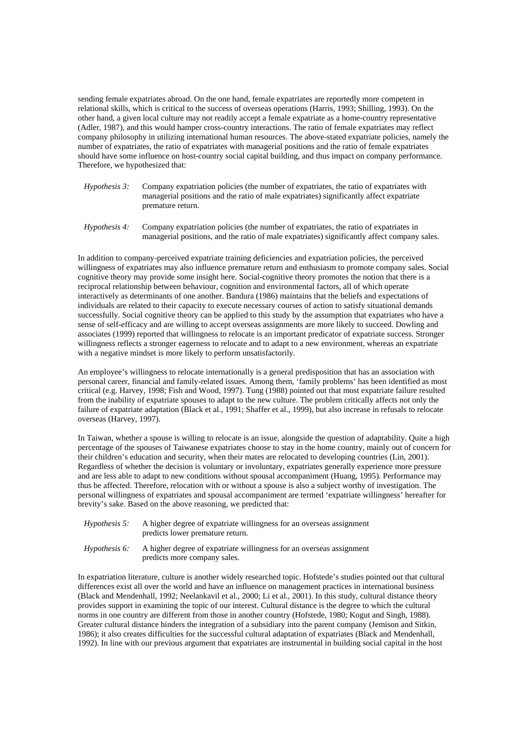sending female expatriates abroad. On the one hand, female expatriates are reportedly more competent in relational skills, which is critical to the success of overseas operations (Harris, 1993; Shilling, 1993). On the other hand, a given local culture may not readily accept a female expatriate as a home-country representative (Adler, 1987), and this would hamper cross-country interactions. The ratio of female expatriates may reflect company philosophy in utilizing international human resources. The above-stated expatriate policies, namely the number of expatriates, the ratio of expatriates with managerial positions and the ratio of female expatriates should have some influence on host-country social capital building, and thus impact on company performance. Therefore, we hypothesized that:

*Hypothesis 3:* Company expatriation policies (the number of expatriates, the ratio of expatriates with managerial positions and the ratio of male expatriates) significantly affect expatriate premature return.

*Hypothesis 4:* Company expatriation policies (the number of expatriates, the ratio of expatriates in managerial positions, and the ratio of male expatriates) significantly affect company sales.

In addition to company-perceived expatriate training deficiencies and expatriation policies, the perceived willingness of expatriates may also influence premature return and enthusiasm to promote company sales. Social cognitive theory may provide some insight here. Social-cognitive theory promotes the notion that there is a reciprocal relationship between behaviour, cognition and environmental factors, all of which operate interactively as determinants of one another. Bandura (1986) maintains that the beliefs and expectations of individuals are related to their capacity to execute necessary courses of action to satisfy situational demands successfully. Social cognitive theory can be applied to this study by the assumption that expatriates who have a sense of self-efficacy and are willing to accept overseas assignments are more likely to succeed. Dowling and associates (1999) reported that willingness to relocate is an important predicator of expatriate success. Stronger willingness reflects a stronger eagerness to relocate and to adapt to a new environment, whereas an expatriate with a negative mindset is more likely to perform unsatisfactorily.

An employee's willingness to relocate internationally is a general predisposition that has an association with personal career, financial and family-related issues. Among them, 'family problems' has been identified as most critical (e.g. Harvey, 1998; Fish and Wood, 1997). Tung (1988) pointed out that most expatriate failure resulted from the inability of expatriate spouses to adapt to the new culture. The problem critically affects not only the failure of expatriate adaptation (Black et al., 1991; Shaffer et al., 1999), but also increase in refusals to relocate overseas (Harvey, 1997).

In Taiwan, whether a spouse is willing to relocate is an issue, alongside the question of adaptability. Quite a high percentage of the spouses of Taiwanese expatriates choose to stay in the home country, mainly out of concern for their children's education and security, when their mates are relocated to developing countries (Lin, 2001). Regardless of whether the decision is voluntary or involuntary, expatriates generally experience more pressure and are less able to adapt to new conditions without spousal accompaniment (Huang, 1995). Performance may thus be affected. Therefore, relocation with or without a spouse is also a subject worthy of investigation. The personal willingness of expatriates and spousal accompaniment are termed 'expatriate willingness' hereafter for brevity's sake. Based on the above reasoning, we predicted that:

*Hypothesis 5:* A higher degree of expatriate willingness for an overseas assignment predicts lower premature return.

*Hypothesis 6:* A higher degree of expatriate willingness for an overseas assignment predicts more company sales.

In expatriation literature, culture is another widely researched topic. Hofstede's studies pointed out that cultural differences exist all over the world and have an influence on management practices in international business (Black and Mendenhall, 1992; Neelankavil et al., 2000; Li et al., 2001). In this study, cultural distance theory provides support in examining the topic of our interest. Cultural distance is the degree to which the cultural norms in one country are different from those in another country (Hofstede, 1980; Kogut and Singh, 1988). Greater cultural distance hinders the integration of a subsidiary into the parent company (Jemison and Sitkin, 1986); it also creates difficulties for the successful cultural adaptation of expatriates (Black and Mendenhall, 1992). In line with our previous argument that expatriates are instrumental in building social capital in the host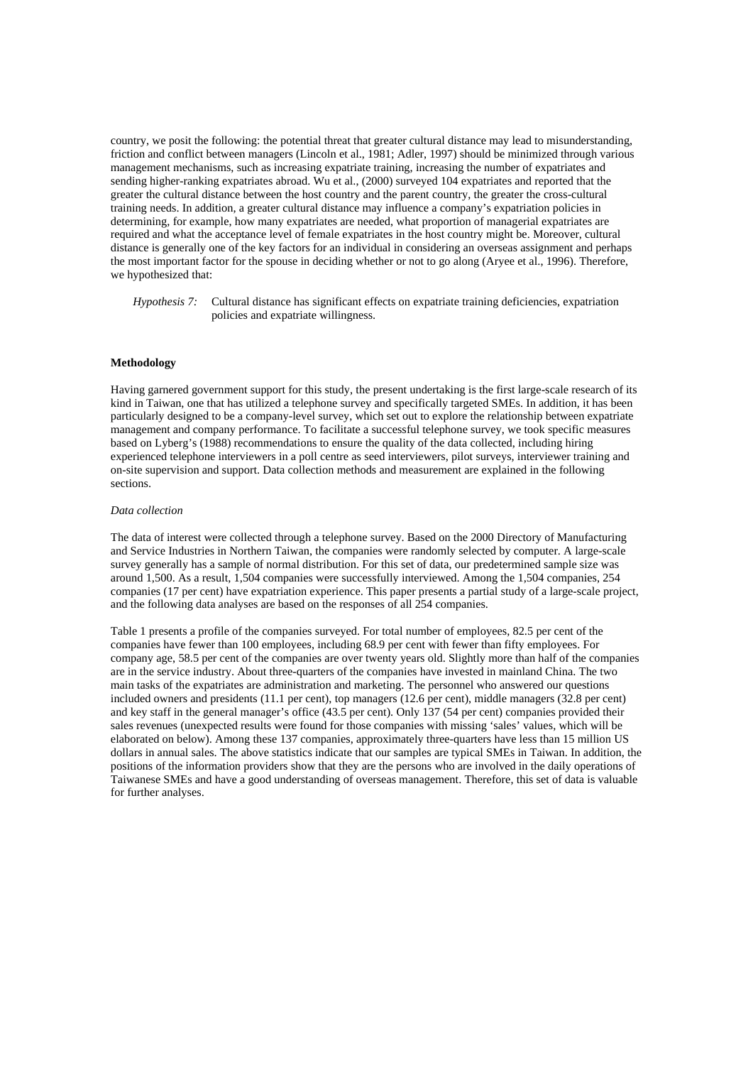country, we posit the following: the potential threat that greater cultural distance may lead to misunderstanding, friction and conflict between managers (Lincoln et al., 1981; Adler, 1997) should be minimized through various management mechanisms, such as increasing expatriate training, increasing the number of expatriates and sending higher-ranking expatriates abroad. Wu et al., (2000) surveyed 104 expatriates and reported that the greater the cultural distance between the host country and the parent country, the greater the cross-cultural training needs. In addition, a greater cultural distance may influence a company's expatriation policies in determining, for example, how many expatriates are needed, what proportion of managerial expatriates are required and what the acceptance level of female expatriates in the host country might be. Moreover, cultural distance is generally one of the key factors for an individual in considering an overseas assignment and perhaps the most important factor for the spouse in deciding whether or not to go along (Aryee et al., 1996). Therefore, we hypothesized that:

> *Hypothesis 7:* Cultural distance has significant effects on expatriate training deficiencies, expatriation policies and expatriate willingness.

**Methodology**

Having garnered government support for this study, the present undertaking is the first large-scale research of its kind in Taiwan, one that has utilized a telephone survey and specifically targeted SMEs. In addition, it has been particularly designed to be a company-level survey, which set out to explore the relationship between expatriate management and company performance. To facilitate a successful telephone survey, we took specific measures based on Lyberg's (1988) recommendations to ensure the quality of the data collected, including hiring experienced telephone interviewers in a poll centre as seed interviewers, pilot surveys, interviewer training and on-site supervision and support. Data collection methods and measurement are explained in the following sections.

*Data collection*

The data of interest were collected through a telephone survey. Based on the 2000 Directory of Manufacturing and Service Industries in Northern Taiwan, the companies were randomly selected by computer. A large-scale survey generally has a sample of normal distribution. For this set of data, our predetermined sample size was around 1,500. As a result, 1,504 companies were successfully interviewed. Among the 1,504 companies, 254 companies (17 per cent) have expatriation experience. This paper presents a partial study of a large-scale project, and the following data analyses are based on the responses of all 254 companies.

Table 1 presents a profile of the companies surveyed. For total number of employees, 82.5 per cent of the companies have fewer than 100 employees, including 68.9 per cent with fewer than fifty employees. For company age, 58.5 per cent of the companies are over twenty years old. Slightly more than half of the companies are in the service industry. About three-quarters of the companies have invested in mainland China. The two main tasks of the expatriates are administration and marketing. The personnel who answered our questions included owners and presidents (11.1 per cent), top managers (12.6 per cent), middle managers (32.8 per cent) and key staff in the general manager's office (43.5 per cent). Only 137 (54 per cent) companies provided their sales revenues (unexpected results were found for those companies with missing 'sales' values, which will be elaborated on below). Among these 137 companies, approximately three-quarters have less than 15 million US dollars in annual sales. The above statistics indicate that our samples are typical SMEs in Taiwan. In addition, the positions of the information providers show that they are the persons who are involved in the daily operations of Taiwanese SMEs and have a good understanding of overseas management. Therefore, this set of data is valuable for further analyses.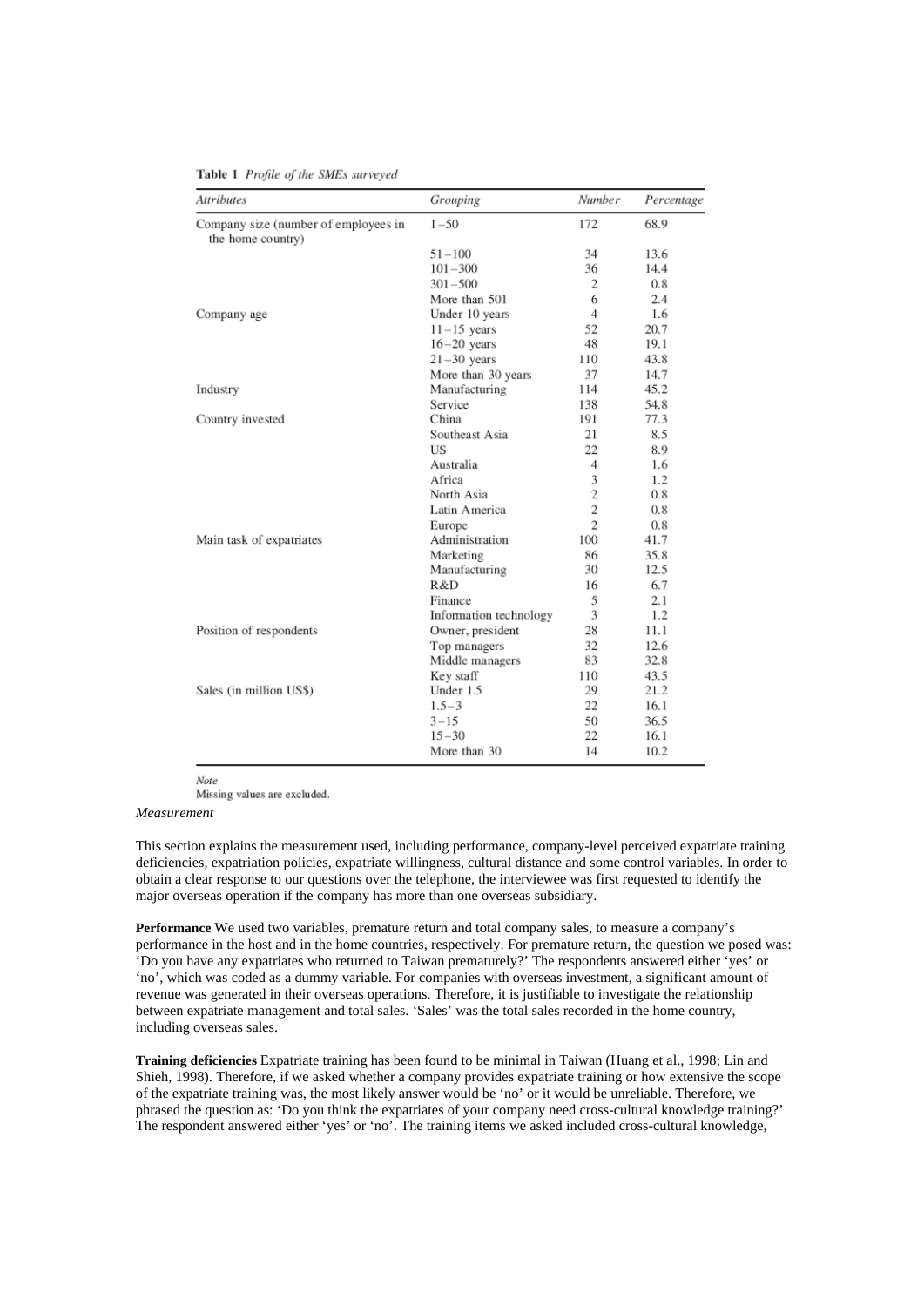**Table 1** *Profile of the SMEs surveyed*

| *Attributes* | *Grouping* | *Number* | *Percentage* |
|---|---|---|---|
| Company size (number of employees in the home country) | 1–50 | 172 | 68.9 |
| | 51–100 | 34 | 13.6 |
| | 101–300 | 36 | 14.4 |
| | 301–500 | 2 | 0.8 |
| | More than 501 | 6 | 2.4 |
| Company age | Under 10 years | 4 | 1.6 |
| | 11–15 years | 52 | 20.7 |
| | 16–20 years | 48 | 19.1 |
| | 21–30 years | 110 | 43.8 |
| | More than 30 years | 37 | 14.7 |
| Industry | Manufacturing | 114 | 45.2 |
| | Service | 138 | 54.8 |
| Country invested | China | 191 | 77.3 |
| | Southeast Asia | 21 | 8.5 |
| | US | 22 | 8.9 |
| | Australia | 4 | 1.6 |
| | Africa | 3 | 1.2 |
| | North Asia | 2 | 0.8 |
| | Latin America | 2 | 0.8 |
| | Europe | 2 | 0.8 |
| Main task of expatriates | Administration | 100 | 41.7 |
| | Marketing | 86 | 35.8 |
| | Manufacturing | 30 | 12.5 |
| | R&D | 16 | 6.7 |
| | Finance | 5 | 2.1 |
| | Information technology | 3 | 1.2 |
| Position of respondents | Owner, president | 28 | 11.1 |
| | Top managers | 32 | 12.6 |
| | Middle managers | 83 | 32.8 |
| | Key staff | 110 | 43.5 |
| Sales (in million US$) | Under 1.5 | 29 | 21.2 |
| | 1.5–3 | 22 | 16.1 |
| | 3–15 | 50 | 36.5 |
| | 15–30 | 22 | 16.1 |
| | More than 30 | 14 | 10.2 |

*Note*
Missing values are excluded.

*Measurement*

This section explains the measurement used, including performance, company-level perceived expatriate training deficiencies, expatriation policies, expatriate willingness, cultural distance and some control variables. In order to obtain a clear response to our questions over the telephone, the interviewee was first requested to identify the major overseas operation if the company has more than one overseas subsidiary.

**Performance** We used two variables, premature return and total company sales, to measure a company's performance in the host and in the home countries, respectively. For premature return, the question we posed was: 'Do you have any expatriates who returned to Taiwan prematurely?' The respondents answered either 'yes' or 'no', which was coded as a dummy variable. For companies with overseas investment, a significant amount of revenue was generated in their overseas operations. Therefore, it is justifiable to investigate the relationship between expatriate management and total sales. 'Sales' was the total sales recorded in the home country, including overseas sales.

**Training deficiencies** Expatriate training has been found to be minimal in Taiwan (Huang et al., 1998; Lin and Shieh, 1998). Therefore, if we asked whether a company provides expatriate training or how extensive the scope of the expatriate training was, the most likely answer would be 'no' or it would be unreliable. Therefore, we phrased the question as: 'Do you think the expatriates of your company need cross-cultural knowledge training?' The respondent answered either 'yes' or 'no'. The training items we asked included cross-cultural knowledge,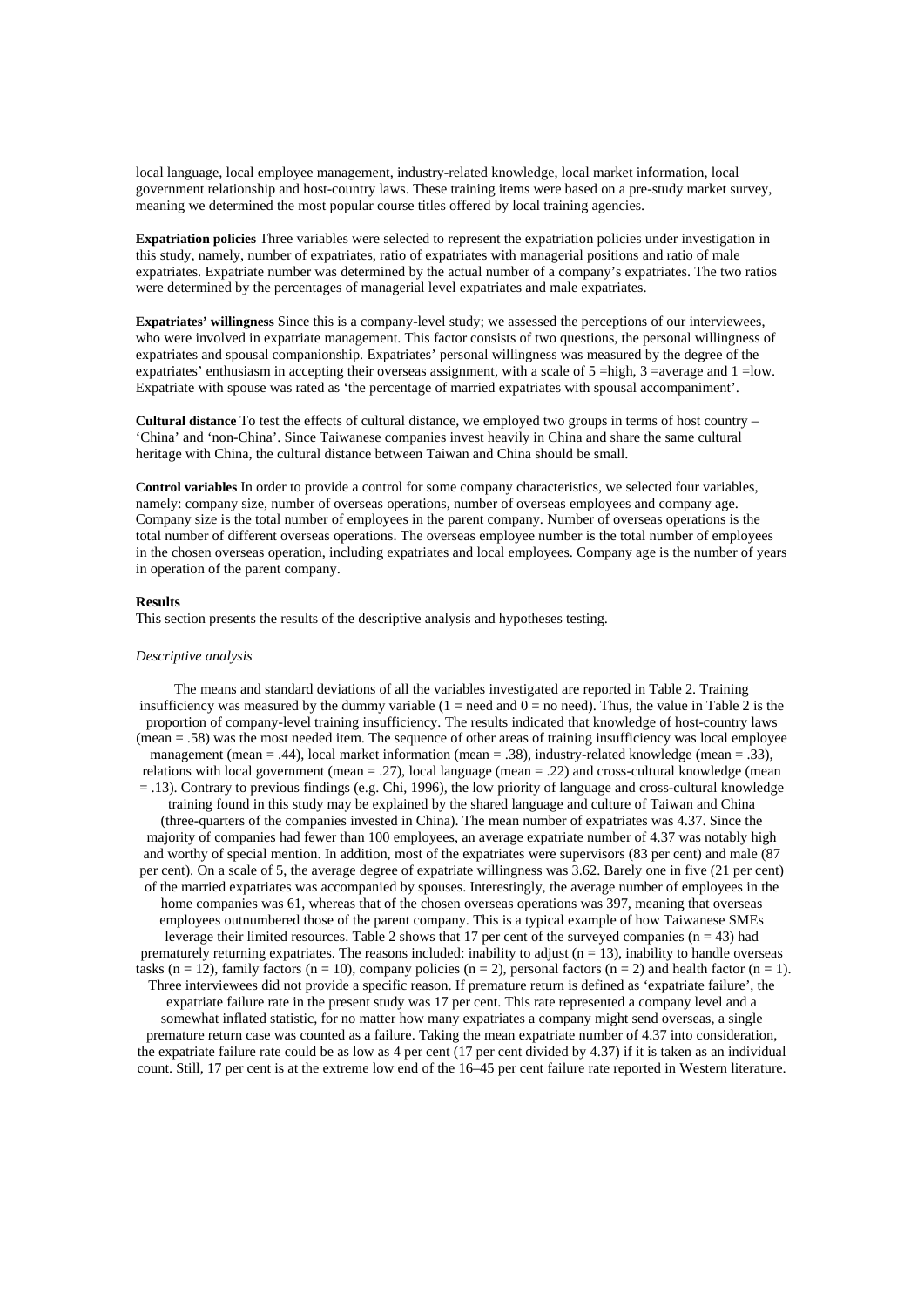local language, local employee management, industry-related knowledge, local market information, local government relationship and host-country laws. These training items were based on a pre-study market survey, meaning we determined the most popular course titles offered by local training agencies.

**Expatriation policies** Three variables were selected to represent the expatriation policies under investigation in this study, namely, number of expatriates, ratio of expatriates with managerial positions and ratio of male expatriates. Expatriate number was determined by the actual number of a company's expatriates. The two ratios were determined by the percentages of managerial level expatriates and male expatriates.

**Expatriates' willingness** Since this is a company-level study; we assessed the perceptions of our interviewees, who were involved in expatriate management. This factor consists of two questions, the personal willingness of expatriates and spousal companionship. Expatriates' personal willingness was measured by the degree of the expatriates' enthusiasm in accepting their overseas assignment, with a scale of 5 =high, 3 =average and 1 =low. Expatriate with spouse was rated as 'the percentage of married expatriates with spousal accompaniment'.

**Cultural distance** To test the effects of cultural distance, we employed two groups in terms of host country – 'China' and 'non-China'. Since Taiwanese companies invest heavily in China and share the same cultural heritage with China, the cultural distance between Taiwan and China should be small.

**Control variables** In order to provide a control for some company characteristics, we selected four variables, namely: company size, number of overseas operations, number of overseas employees and company age. Company size is the total number of employees in the parent company. Number of overseas operations is the total number of different overseas operations. The overseas employee number is the total number of employees in the chosen overseas operation, including expatriates and local employees. Company age is the number of years in operation of the parent company.

**Results**

This section presents the results of the descriptive analysis and hypotheses testing.

*Descriptive analysis*

The means and standard deviations of all the variables investigated are reported in Table 2. Training insufficiency was measured by the dummy variable (1 = need and 0 = no need). Thus, the value in Table 2 is the proportion of company-level training insufficiency. The results indicated that knowledge of host-country laws (mean = .58) was the most needed item. The sequence of other areas of training insufficiency was local employee management (mean = .44), local market information (mean = .38), industry-related knowledge (mean = .33), relations with local government (mean = .27), local language (mean = .22) and cross-cultural knowledge (mean = .13). Contrary to previous findings (e.g. Chi, 1996), the low priority of language and cross-cultural knowledge training found in this study may be explained by the shared language and culture of Taiwan and China (three-quarters of the companies invested in China). The mean number of expatriates was 4.37. Since the majority of companies had fewer than 100 employees, an average expatriate number of 4.37 was notably high and worthy of special mention. In addition, most of the expatriates were supervisors (83 per cent) and male (87 per cent). On a scale of 5, the average degree of expatriate willingness was 3.62. Barely one in five (21 per cent) of the married expatriates was accompanied by spouses. Interestingly, the average number of employees in the home companies was 61, whereas that of the chosen overseas operations was 397, meaning that overseas employees outnumbered those of the parent company. This is a typical example of how Taiwanese SMEs leverage their limited resources. Table 2 shows that 17 per cent of the surveyed companies ($n = 43$) had prematurely returning expatriates. The reasons included: inability to adjust ($n = 13$), inability to handle overseas tasks ($n = 12$), family factors ($n = 10$), company policies ($n = 2$), personal factors ($n = 2$) and health factor ($n = 1$). Three interviewees did not provide a specific reason. If premature return is defined as 'expatriate failure', the expatriate failure rate in the present study was 17 per cent. This rate represented a company level and a somewhat inflated statistic, for no matter how many expatriates a company might send overseas, a single premature return case was counted as a failure. Taking the mean expatriate number of 4.37 into consideration, the expatriate failure rate could be as low as 4 per cent (17 per cent divided by 4.37) if it is taken as an individual count. Still, 17 per cent is at the extreme low end of the 16–45 per cent failure rate reported in Western literature.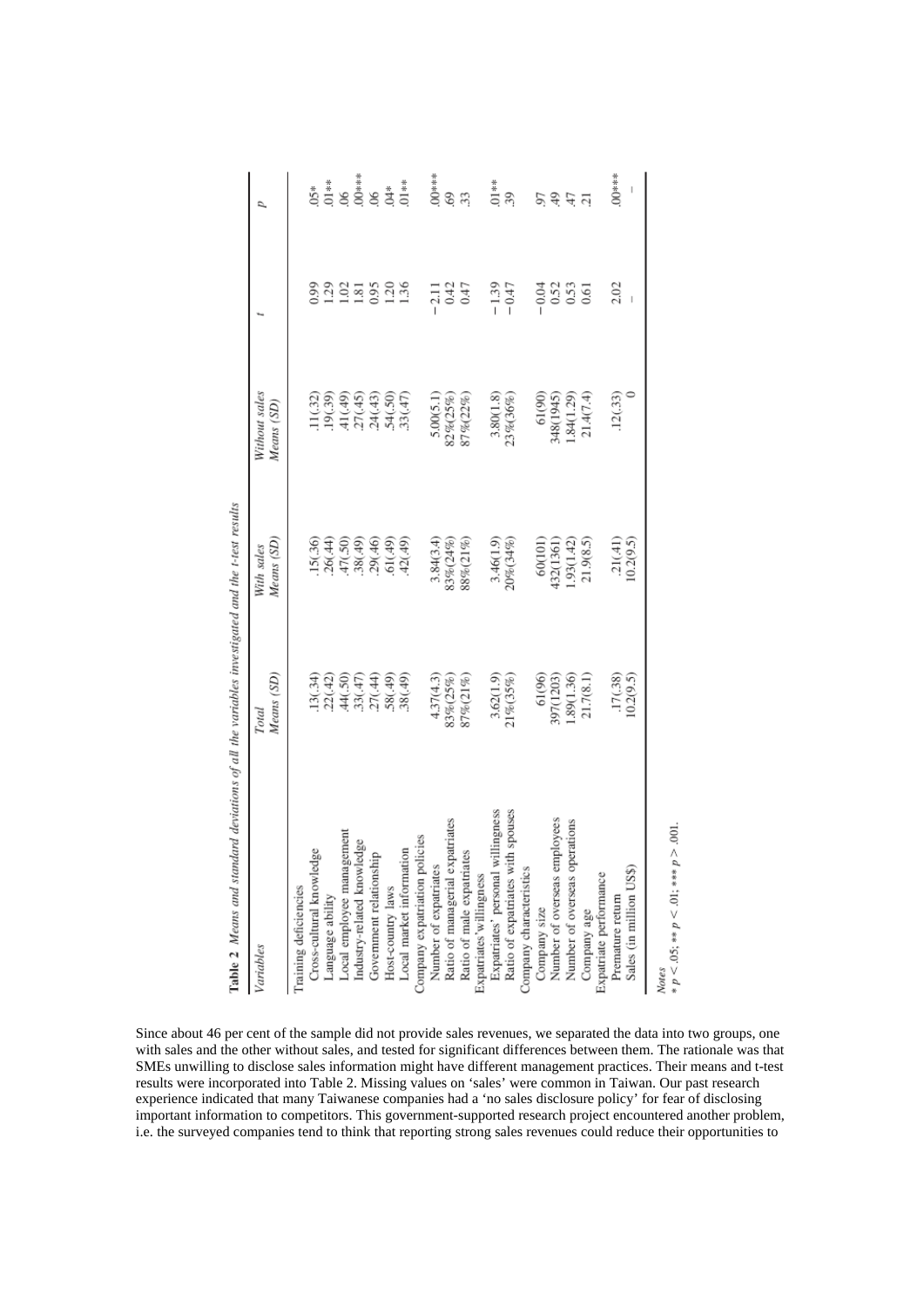Table 2 Means and standard deviations of all the variables investigated and the t-test results

| Variables | Total Means (SD) | With sales Means (SD) | Without sales Means (SD) | t | p |
|---|---|---|---|---|---|
| Training deficiencies | | | | | |
| Cross-cultural knowledge | .13(.34) | .15(.36) | .11(.32) | 0.99 | .05* |
| Language ability | .22(.42) | .26(.44) | .19(.39) | 1.29 | .01** |
| Local employee management | .44(.50) | .47(.50) | .41(.49) | 1.02 | .06 |
| Industry-related knowledge | .33(.47) | .38(.49) | .27(.45) | 1.81 | .00*** |
| Government relationship | .27(.44) | .29(.46) | .24(.43) | 0.95 | .06 |
| Host-country laws | .58(.49) | .61(.49) | .54(.50) | 1.20 | .04* |
| Local market information | .38(.49) | .42(.49) | .33(.47) | 1.36 | .01** |
| Company expatriation policies | | | | | |
| Number of expatriates | 4.37(4.3) | 3.84(3.4) | 5.00(5.1) | −2.11 | .00*** |
| Ratio of managerial expatriates | 83%(25%) | 83%(24%) | 82%(25%) | 0.42 | .69 |
| Ratio of male expatriates | 87%(21%) | 88%(21%) | 87%(22%) | 0.47 | .33 |
| Expatriates'willingness | | | | | |
| Expatriates' personal willingness | 3.62(1.9) | 3.46(1.9) | 3.80(1.8) | −1.39 | .01** |
| Ratio of expatriates with spouses | 21%(35%) | 20%(34%) | 23%(36%) | −0.47 | .39 |
| Company characteristics | | | | | |
| Company size | 61(96) | 60(101) | 61(90) | −0.04 | .97 |
| Number of overseas employees | 397(1203) | 432(1361) | 348(1945) | 0.52 | .49 |
| Number of overseas operations | 1.89(1.36) | 1.93(1.42) | 1.84(1.29) | 0.53 | .47 |
| Company age | 21.7(8.1) | 21.9(8.5) | 21.4(7.4) | 0.61 | .21 |
| Expatriate performance | | | | | |
| Premature return | .17(.38) | .21(.41) | .12(.33) | 2.02 | .00*** |
| Sales (in million US$) | 10.2(9.5) | 10.2(9.5) | 0 | – | – |

Notes
* $p < .05$; ** $p < .01$; *** $p > .001$.

Since about 46 per cent of the sample did not provide sales revenues, we separated the data into two groups, one with sales and the other without sales, and tested for significant differences between them. The rationale was that SMEs unwilling to disclose sales information might have different management practices. Their means and t-test results were incorporated into Table 2. Missing values on 'sales' were common in Taiwan. Our past research experience indicated that many Taiwanese companies had a 'no sales disclosure policy' for fear of disclosing important information to competitors. This government-supported research project encountered another problem, i.e. the surveyed companies tend to think that reporting strong sales revenues could reduce their opportunities to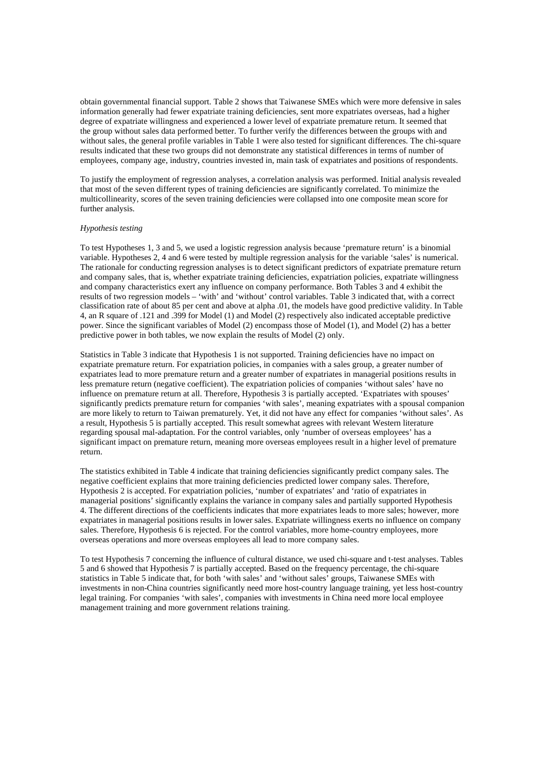obtain governmental financial support. Table 2 shows that Taiwanese SMEs which were more defensive in sales information generally had fewer expatriate training deficiencies, sent more expatriates overseas, had a higher degree of expatriate willingness and experienced a lower level of expatriate premature return. It seemed that the group without sales data performed better. To further verify the differences between the groups with and without sales, the general profile variables in Table 1 were also tested for significant differences. The chi-square results indicated that these two groups did not demonstrate any statistical differences in terms of number of employees, company age, industry, countries invested in, main task of expatriates and positions of respondents.

To justify the employment of regression analyses, a correlation analysis was performed. Initial analysis revealed that most of the seven different types of training deficiencies are significantly correlated. To minimize the multicollinearity, scores of the seven training deficiencies were collapsed into one composite mean score for further analysis.

*Hypothesis testing*

To test Hypotheses 1, 3 and 5, we used a logistic regression analysis because 'premature return' is a binomial variable. Hypotheses 2, 4 and 6 were tested by multiple regression analysis for the variable 'sales' is numerical. The rationale for conducting regression analyses is to detect significant predictors of expatriate premature return and company sales, that is, whether expatriate training deficiencies, expatriation policies, expatriate willingness and company characteristics exert any influence on company performance. Both Tables 3 and 4 exhibit the results of two regression models – 'with' and 'without' control variables. Table 3 indicated that, with a correct classification rate of about 85 per cent and above at alpha .01, the models have good predictive validity. In Table 4, an R square of .121 and .399 for Model (1) and Model (2) respectively also indicated acceptable predictive power. Since the significant variables of Model (2) encompass those of Model (1), and Model (2) has a better predictive power in both tables, we now explain the results of Model (2) only.

Statistics in Table 3 indicate that Hypothesis 1 is not supported. Training deficiencies have no impact on expatriate premature return. For expatriation policies, in companies with a sales group, a greater number of expatriates lead to more premature return and a greater number of expatriates in managerial positions results in less premature return (negative coefficient). The expatriation policies of companies 'without sales' have no influence on premature return at all. Therefore, Hypothesis 3 is partially accepted. 'Expatriates with spouses' significantly predicts premature return for companies 'with sales', meaning expatriates with a spousal companion are more likely to return to Taiwan prematurely. Yet, it did not have any effect for companies 'without sales'. As a result, Hypothesis 5 is partially accepted. This result somewhat agrees with relevant Western literature regarding spousal mal-adaptation. For the control variables, only 'number of overseas employees' has a significant impact on premature return, meaning more overseas employees result in a higher level of premature return.

The statistics exhibited in Table 4 indicate that training deficiencies significantly predict company sales. The negative coefficient explains that more training deficiencies predicted lower company sales. Therefore, Hypothesis 2 is accepted. For expatriation policies, 'number of expatriates' and 'ratio of expatriates in managerial positions' significantly explains the variance in company sales and partially supported Hypothesis 4. The different directions of the coefficients indicates that more expatriates leads to more sales; however, more expatriates in managerial positions results in lower sales. Expatriate willingness exerts no influence on company sales. Therefore, Hypothesis 6 is rejected. For the control variables, more home-country employees, more overseas operations and more overseas employees all lead to more company sales.

To test Hypothesis 7 concerning the influence of cultural distance, we used chi-square and t-test analyses. Tables 5 and 6 showed that Hypothesis 7 is partially accepted. Based on the frequency percentage, the chi-square statistics in Table 5 indicate that, for both 'with sales' and 'without sales' groups, Taiwanese SMEs with investments in non-China countries significantly need more host-country language training, yet less host-country legal training. For companies 'with sales', companies with investments in China need more local employee management training and more government relations training.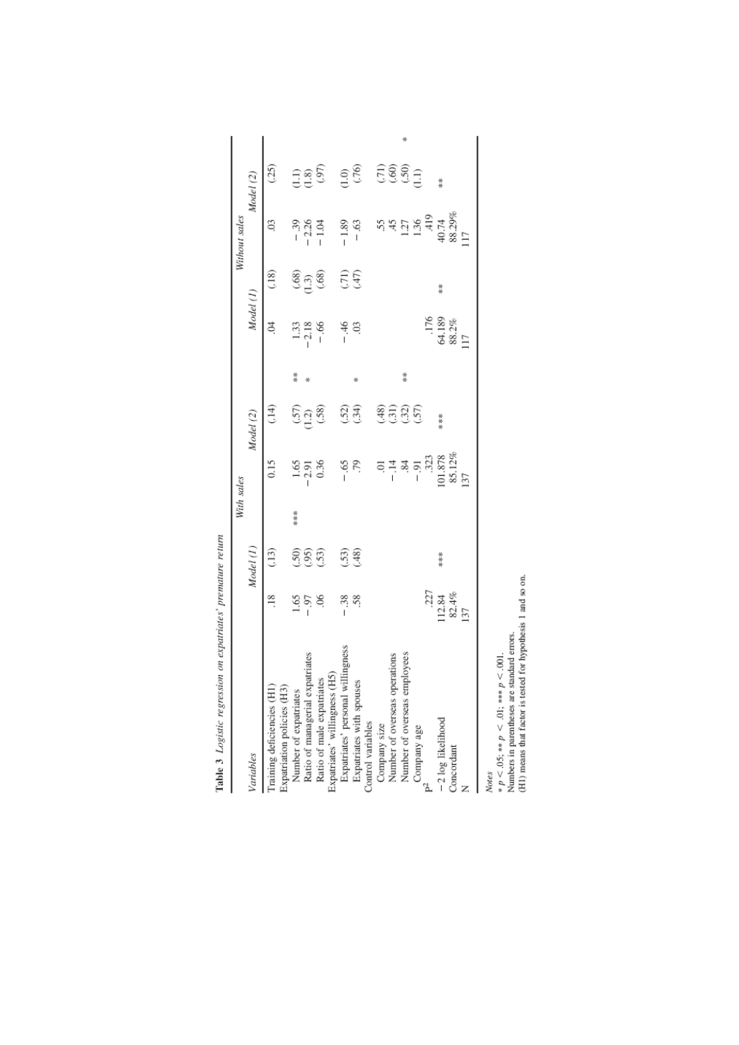**Table 3** *Logistic regression on expatriates' premature return*

| *Variables* | *With sales* | | | | | | *Without sales* | | | | | |
|---|---|---|---|---|---|---|---|---|---|---|---|---|
| | *Model (1)* | | | *Model (2)* | | | *Model (1)* | | | *Model (2)* | | |
| Training deficiencies (H1) | .18 | (.13) | *** | 0.15 | (.14) | | .04 | (.18) | | .03 | (.25) | |
| Expatriation policies (H3) | | | | | | | | | | | | |
| Number of expatriates | 1.65 | (.50) | | 1.65 | (.57) | ** | 1.33 | (.68) | | −.39 | (1.1) | |
| Ratio of managerial expatriates | −.97 | (.95) | | −2.91 | (1.2) | * | −2.18 | (1.3) | | −2.26 | (1.8) | |
| Ratio of male expatriates | .06 | (.53) | | 0.36 | (.58) | | −.66 | (.68) | | −1.04 | (.97) | |
| Expatriates' willingness (H5) | | | | | | | | | | | | |
| Expatriates' personal willingness | −.38 | (.53) | | −.65 | (.52) | | −.46 | (.71) | | −1.89 | (1.0) | |
| Expatriates with spouses | .58 | (.48) | | .79 | (.34) | * | .03 | (.47) | | −.63 | (.76) | |
| Control variables | | | | | | | | | | | | |
| Company size | | | | .01 | (.48) | | | | | .55 | (.71) | |
| Number of overseas operations | | | | −.14 | (.31) | | | | | .45 | (.60) | |
| Number of overseas employees | | | | .84 | (.32) | ** | | | | 1.27 | (.50) | * |
| Company age | | | | −.91 | (.57) | | | | | 1.36 | (1.1) | |
| $\rho^2$ | .227 | | | .323 | | | .176 | | | .419 | | |
| −2 log likelihood | 112.84 | *** | | 101.878 | *** | | 64.189 | ** | | 40.74 | ** | |
| Concordant | 82.4% | | | 85.12% | | | 88.2% | | | 88.29% | | |
| N | 137 | | | 137 | | | 117 | | | 117 | | |

*Notes*
\* $p < .05$; \*\* $p < .01$; \*\*\* $p < .001$.
Numbers in parentheses are standard errors.
(H1) means that factor is tested for hypothesis 1 and so on.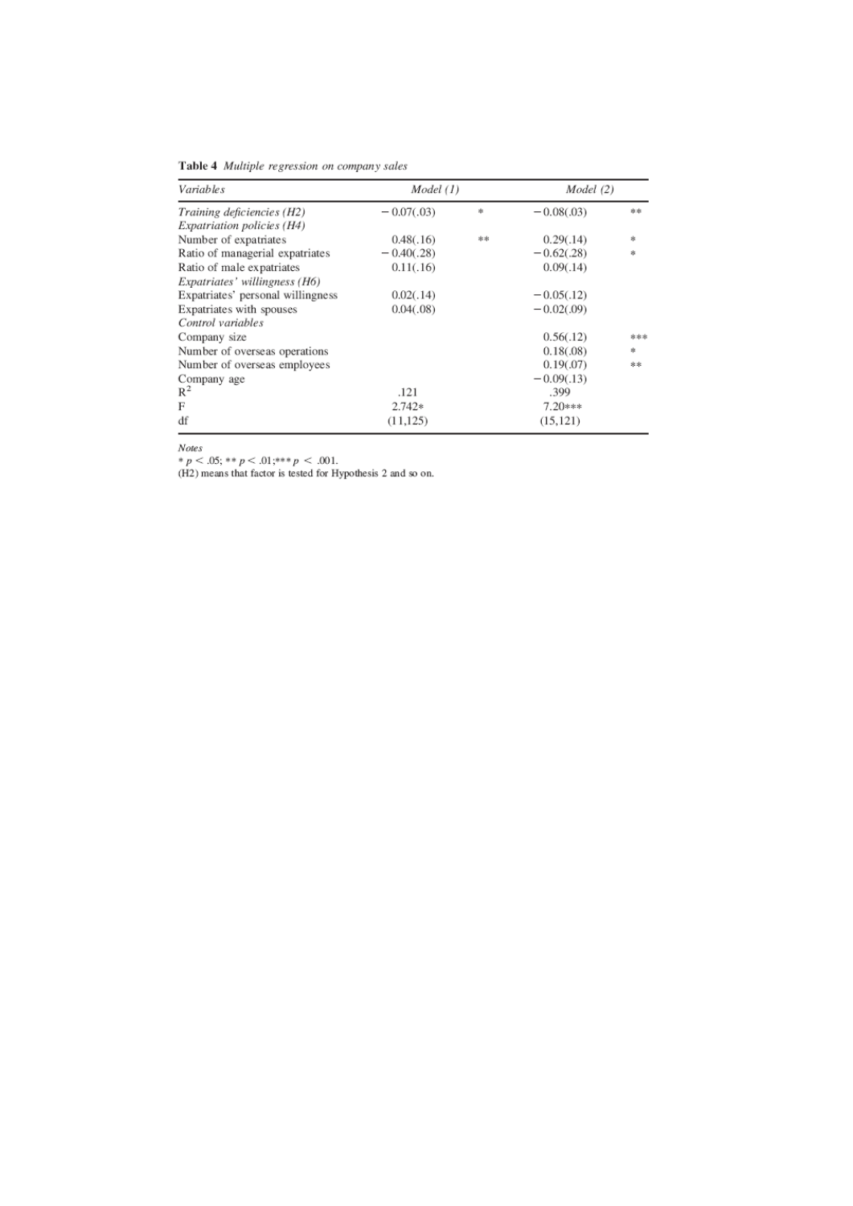**Table 4** *Multiple regression on company sales*

| *Variables* | *Model (1)* | | *Model (2)* | |
|---|---|---|---|---|
| *Training deficiencies (H2)* | −0.07(.03) | * | −0.08(.03) | ** |
| *Expatriation policies (H4)* | | | | |
| Number of expatriates | 0.48(.16) | ** | 0.29(.14) | * |
| Ratio of managerial expatriates | −0.40(.28) | | −0.62(.28) | * |
| Ratio of male expatriates | 0.11(.16) | | 0.09(.14) | |
| *Expatriates' willingness (H6)* | | | | |
| Expatriates' personal willingness | 0.02(.14) | | −0.05(.12) | |
| Expatriates with spouses | 0.04(.08) | | −0.02(.09) | |
| *Control variables* | | | | |
| Company size | | | 0.56(.12) | *** |
| Number of overseas operations | | | 0.18(.08) | * |
| Number of overseas employees | | | 0.19(.07) | ** |
| Company age | | | −0.09(.13) | |
| $R^2$ | .121 | | .399 | |
| F | 2.742* | | 7.20*** | |
| df | (11,125) | | (15,121) | |

*Notes*
* $p < .05$; ** $p < .01$; *** $p < .001$.
(H2) means that factor is tested for Hypothesis 2 and so on.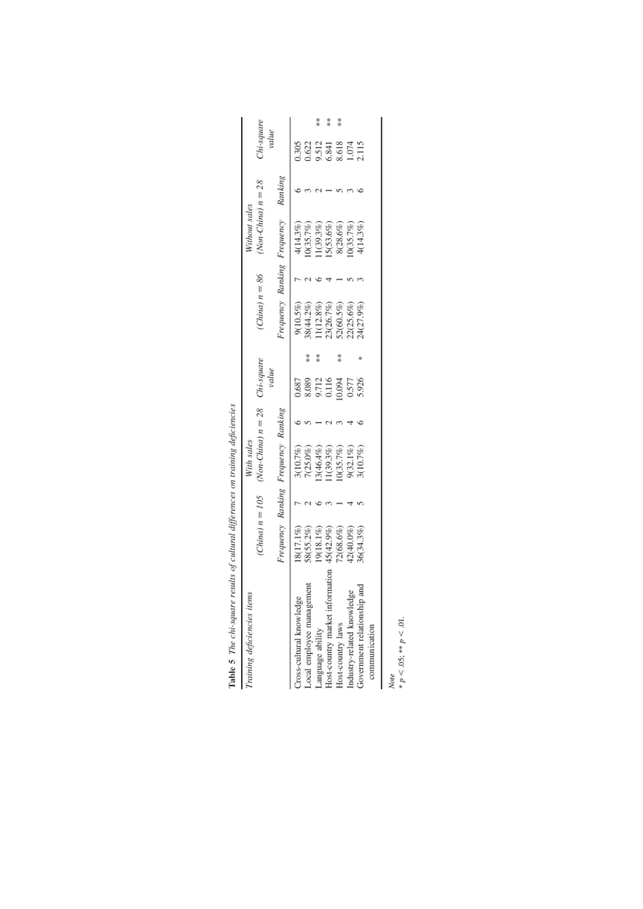**Table 5** *The chi-square results of cultural differences on training deficiencies*

| *Training deficiencies items* | *With sales* | | | | | *Without sales* | | | | |
|---|---|---|---|---|---|---|---|---|---|---|
| | *(China) n = 105* | | *(Non-China) n = 28* | | *Chi-square value* | *(China) n = 86* | | *(Non-China) n = 28* | | *Chi-square value* |
| | *Frequency* | *Ranking* | *Frequency* | *Ranking* | | *Frequency* | *Ranking* | *Frequency* | *Ranking* | |
| Cross-cultural knowledge | 18(17.1%) | 7 | 3(10.7%) | 6 | 0.687 | 9(10.5%) | 7 | 4(14.3%) | 6 | 0.305 |
| Local employee management | 58(55.2%) | 2 | 7(25.0%) | 5 | 8.089 ** | 38(44.2%) | 2 | 10(35.7%) | 3 | 0.622 |
| Language ability | 19(18.1%) | 6 | 13(46.4%) | 1 | 9.712 ** | 11(12.8%) | 6 | 11(39.3%) | 2 | 9.512 ** |
| Host-country market information | 45(42.9%) | 3 | 11(39.3%) | 2 | 0.116 | 23(26.7%) | 4 | 15(53.6%) | 1 | 6.841 ** |
| Host-country laws | 72(68.6%) | 1 | 10(35.7%) | 3 | 10.094 ** | 52(60.5%) | 1 | 8(28.6%) | 5 | 8.618 ** |
| Industry-related knowledge | 42(40.0%) | 4 | 9(32.1%) | 4 | 0.577 | 22(25.6%) | 5 | 10(35.7%) | 3 | 1.074 |
| Government relationship and communication | 36(34.3%) | 5 | 3(10.7%) | 6 | 5.926 * | 24(27.9%) | 3 | 4(14.3%) | 6 | 2.115 |

*Note*
* $p < .05$; ** $p < .01$.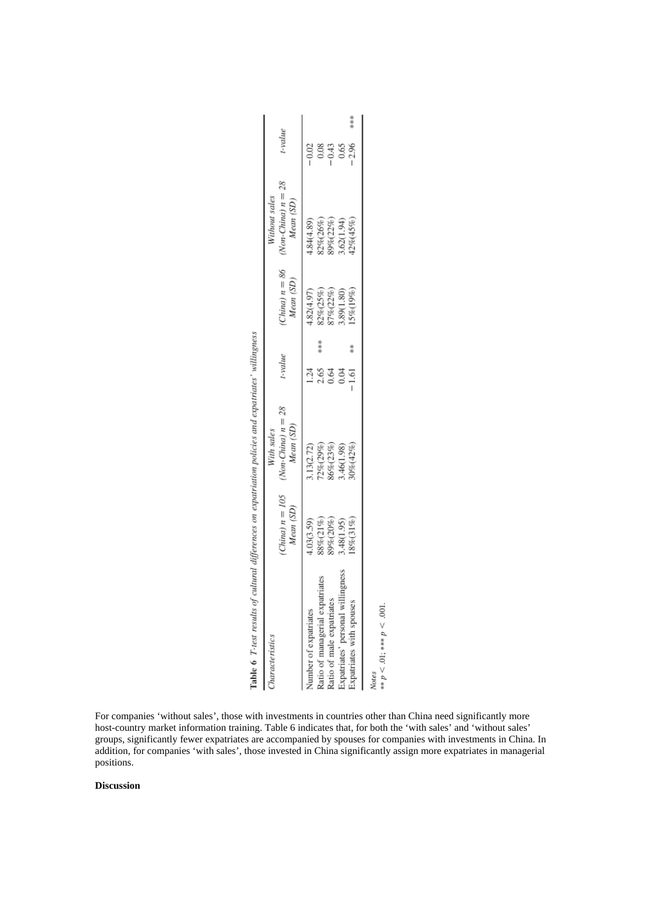**Table 6** *T-test results of cultural differences on expatriation policies and expatriates' willingness*

| Characteristics | With sales | | | Without sales | | |
|---|---|---|---|---|---|---|
| | (China) $n = 105$ Mean (SD) | (Non-China) $n = 28$ Mean (SD) | t-value | (China) $n = 86$ Mean (SD) | (Non-China) $n = 28$ Mean (SD) | t-value |
| Number of expatriates | 4.03(3.59) | 3.13(2.72) | 1.24 | 4.82(4.97) | 4.84(4.89) | −0.02 |
| Ratio of managerial expatriates | 88%(21%) | 72%(29%) | 2.65 *** | 82%(25%) | 82%(26%) | 0.08 |
| Ratio of male expatriates | 89%(20%) | 86%(23%) | 0.64 | 87%(22%) | 89%(22%) | −0.43 |
| Expatriates' personal willingness | 3.48(1.95) | 3.46(1.98) | 0.04 | 3.89(1.80) | 3.62(1.94) | 0.65 |
| Expatriates with spouses | 18%(31%) | 30%(42%) | −1.61 ** | 15%(19%) | 42%(45%) | −2.96 *** |

*Notes*
** $p < .01$; *** $p < .001$.

For companies 'without sales', those with investments in countries other than China need significantly more host-country market information training. Table 6 indicates that, for both the 'with sales' and 'without sales' groups, significantly fewer expatriates are accompanied by spouses for companies with investments in China. In addition, for companies 'with sales', those invested in China significantly assign more expatriates in managerial positions.

**Discussion**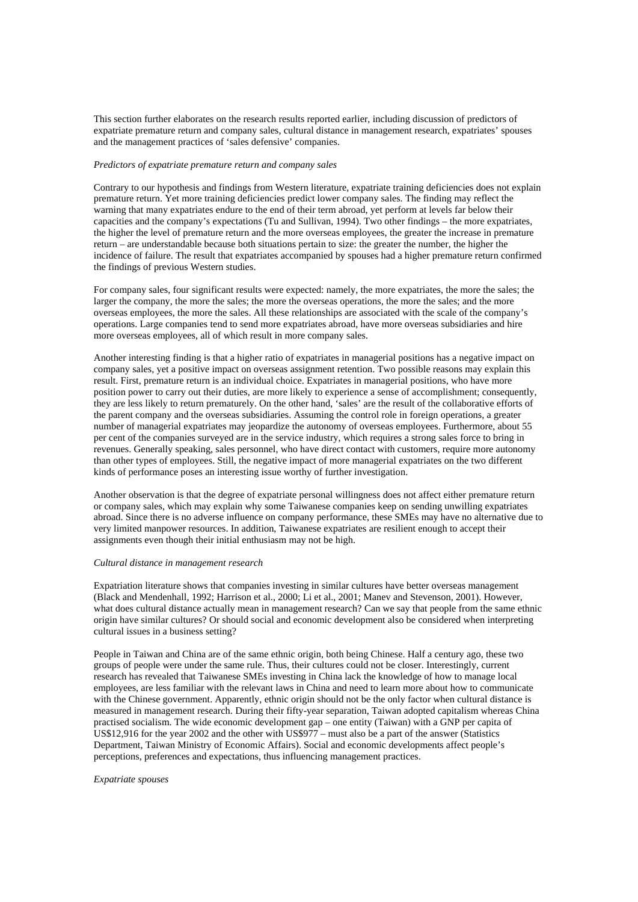This section further elaborates on the research results reported earlier, including discussion of predictors of expatriate premature return and company sales, cultural distance in management research, expatriates' spouses and the management practices of 'sales defensive' companies.

*Predictors of expatriate premature return and company sales*

Contrary to our hypothesis and findings from Western literature, expatriate training deficiencies does not explain premature return. Yet more training deficiencies predict lower company sales. The finding may reflect the warning that many expatriates endure to the end of their term abroad, yet perform at levels far below their capacities and the company's expectations (Tu and Sullivan, 1994). Two other findings – the more expatriates, the higher the level of premature return and the more overseas employees, the greater the increase in premature return – are understandable because both situations pertain to size: the greater the number, the higher the incidence of failure. The result that expatriates accompanied by spouses had a higher premature return confirmed the findings of previous Western studies.

For company sales, four significant results were expected: namely, the more expatriates, the more the sales; the larger the company, the more the sales; the more the overseas operations, the more the sales; and the more overseas employees, the more the sales. All these relationships are associated with the scale of the company's operations. Large companies tend to send more expatriates abroad, have more overseas subsidiaries and hire more overseas employees, all of which result in more company sales.

Another interesting finding is that a higher ratio of expatriates in managerial positions has a negative impact on company sales, yet a positive impact on overseas assignment retention. Two possible reasons may explain this result. First, premature return is an individual choice. Expatriates in managerial positions, who have more position power to carry out their duties, are more likely to experience a sense of accomplishment; consequently, they are less likely to return prematurely. On the other hand, 'sales' are the result of the collaborative efforts of the parent company and the overseas subsidiaries. Assuming the control role in foreign operations, a greater number of managerial expatriates may jeopardize the autonomy of overseas employees. Furthermore, about 55 per cent of the companies surveyed are in the service industry, which requires a strong sales force to bring in revenues. Generally speaking, sales personnel, who have direct contact with customers, require more autonomy than other types of employees. Still, the negative impact of more managerial expatriates on the two different kinds of performance poses an interesting issue worthy of further investigation.

Another observation is that the degree of expatriate personal willingness does not affect either premature return or company sales, which may explain why some Taiwanese companies keep on sending unwilling expatriates abroad. Since there is no adverse influence on company performance, these SMEs may have no alternative due to very limited manpower resources. In addition, Taiwanese expatriates are resilient enough to accept their assignments even though their initial enthusiasm may not be high.

*Cultural distance in management research*

Expatriation literature shows that companies investing in similar cultures have better overseas management (Black and Mendenhall, 1992; Harrison et al., 2000; Li et al., 2001; Manev and Stevenson, 2001). However, what does cultural distance actually mean in management research? Can we say that people from the same ethnic origin have similar cultures? Or should social and economic development also be considered when interpreting cultural issues in a business setting?

People in Taiwan and China are of the same ethnic origin, both being Chinese. Half a century ago, these two groups of people were under the same rule. Thus, their cultures could not be closer. Interestingly, current research has revealed that Taiwanese SMEs investing in China lack the knowledge of how to manage local employees, are less familiar with the relevant laws in China and need to learn more about how to communicate with the Chinese government. Apparently, ethnic origin should not be the only factor when cultural distance is measured in management research. During their fifty-year separation, Taiwan adopted capitalism whereas China practised socialism. The wide economic development gap – one entity (Taiwan) with a GNP per capita of US$12,916 for the year 2002 and the other with US$977 – must also be a part of the answer (Statistics Department, Taiwan Ministry of Economic Affairs). Social and economic developments affect people's perceptions, preferences and expectations, thus influencing management practices.

*Expatriate spouses*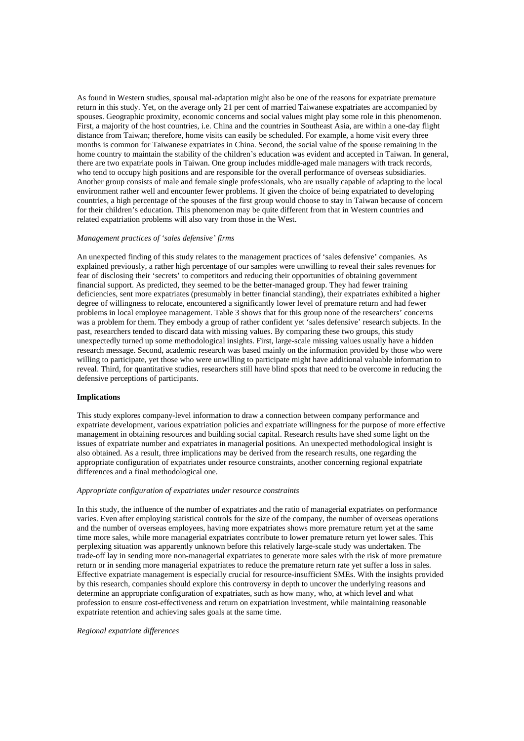As found in Western studies, spousal mal-adaptation might also be one of the reasons for expatriate premature return in this study. Yet, on the average only 21 per cent of married Taiwanese expatriates are accompanied by spouses. Geographic proximity, economic concerns and social values might play some role in this phenomenon. First, a majority of the host countries, i.e. China and the countries in Southeast Asia, are within a one-day flight distance from Taiwan; therefore, home visits can easily be scheduled. For example, a home visit every three months is common for Taiwanese expatriates in China. Second, the social value of the spouse remaining in the home country to maintain the stability of the children's education was evident and accepted in Taiwan. In general, there are two expatriate pools in Taiwan. One group includes middle-aged male managers with track records, who tend to occupy high positions and are responsible for the overall performance of overseas subsidiaries. Another group consists of male and female single professionals, who are usually capable of adapting to the local environment rather well and encounter fewer problems. If given the choice of being expatriated to developing countries, a high percentage of the spouses of the first group would choose to stay in Taiwan because of concern for their children's education. This phenomenon may be quite different from that in Western countries and related expatriation problems will also vary from those in the West.

*Management practices of 'sales defensive' firms*

An unexpected finding of this study relates to the management practices of 'sales defensive' companies. As explained previously, a rather high percentage of our samples were unwilling to reveal their sales revenues for fear of disclosing their 'secrets' to competitors and reducing their opportunities of obtaining government financial support. As predicted, they seemed to be the better-managed group. They had fewer training deficiencies, sent more expatriates (presumably in better financial standing), their expatriates exhibited a higher degree of willingness to relocate, encountered a significantly lower level of premature return and had fewer problems in local employee management. Table 3 shows that for this group none of the researchers' concerns was a problem for them. They embody a group of rather confident yet 'sales defensive' research subjects. In the past, researchers tended to discard data with missing values. By comparing these two groups, this study unexpectedly turned up some methodological insights. First, large-scale missing values usually have a hidden research message. Second, academic research was based mainly on the information provided by those who were willing to participate, yet those who were unwilling to participate might have additional valuable information to reveal. Third, for quantitative studies, researchers still have blind spots that need to be overcome in reducing the defensive perceptions of participants.

**Implications**

This study explores company-level information to draw a connection between company performance and expatriate development, various expatriation policies and expatriate willingness for the purpose of more effective management in obtaining resources and building social capital. Research results have shed some light on the issues of expatriate number and expatriates in managerial positions. An unexpected methodological insight is also obtained. As a result, three implications may be derived from the research results, one regarding the appropriate configuration of expatriates under resource constraints, another concerning regional expatriate differences and a final methodological one.

*Appropriate configuration of expatriates under resource constraints*

In this study, the influence of the number of expatriates and the ratio of managerial expatriates on performance varies. Even after employing statistical controls for the size of the company, the number of overseas operations and the number of overseas employees, having more expatriates shows more premature return yet at the same time more sales, while more managerial expatriates contribute to lower premature return yet lower sales. This perplexing situation was apparently unknown before this relatively large-scale study was undertaken. The trade-off lay in sending more non-managerial expatriates to generate more sales with the risk of more premature return or in sending more managerial expatriates to reduce the premature return rate yet suffer a loss in sales. Effective expatriate management is especially crucial for resource-insufficient SMEs. With the insights provided by this research, companies should explore this controversy in depth to uncover the underlying reasons and determine an appropriate configuration of expatriates, such as how many, who, at which level and what profession to ensure cost-effectiveness and return on expatriation investment, while maintaining reasonable expatriate retention and achieving sales goals at the same time.

*Regional expatriate differences*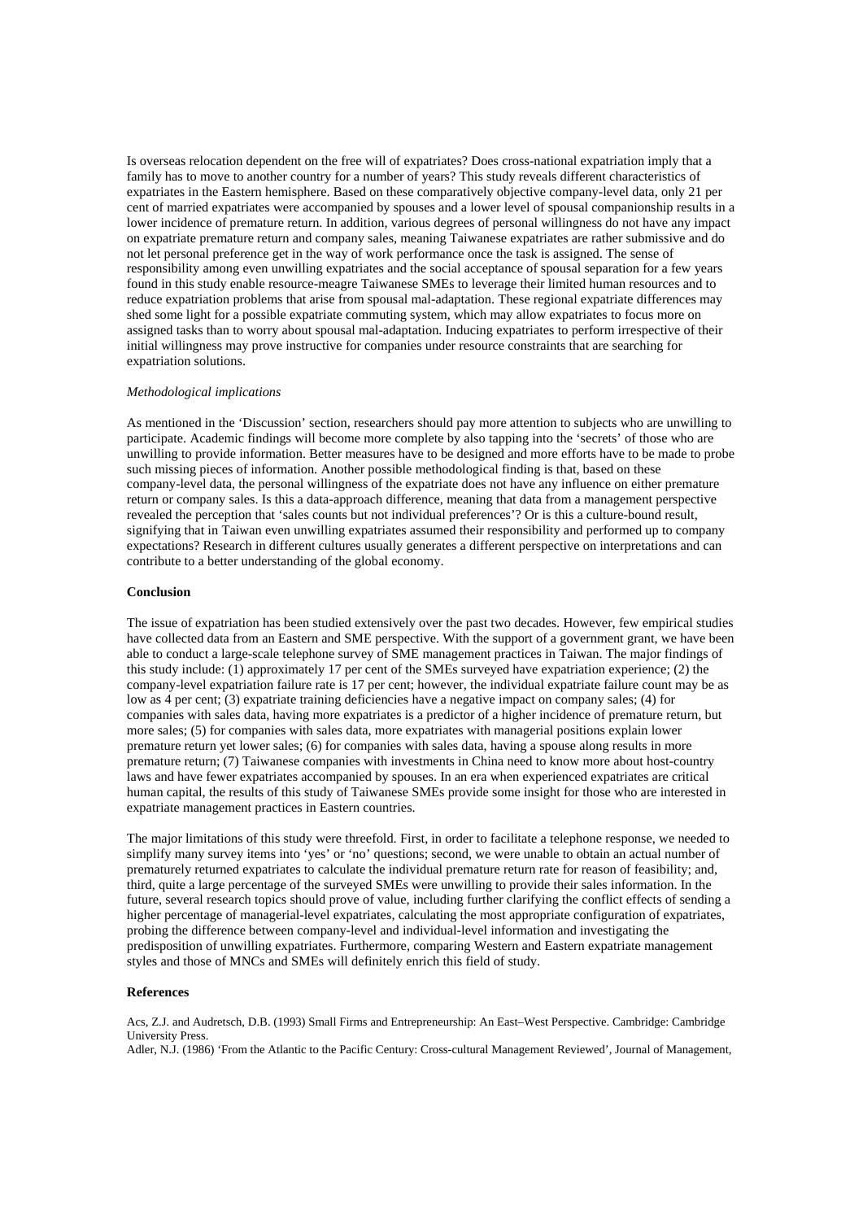Is overseas relocation dependent on the free will of expatriates? Does cross-national expatriation imply that a family has to move to another country for a number of years? This study reveals different characteristics of expatriates in the Eastern hemisphere. Based on these comparatively objective company-level data, only 21 per cent of married expatriates were accompanied by spouses and a lower level of spousal companionship results in a lower incidence of premature return. In addition, various degrees of personal willingness do not have any impact on expatriate premature return and company sales, meaning Taiwanese expatriates are rather submissive and do not let personal preference get in the way of work performance once the task is assigned. The sense of responsibility among even unwilling expatriates and the social acceptance of spousal separation for a few years found in this study enable resource-meagre Taiwanese SMEs to leverage their limited human resources and to reduce expatriation problems that arise from spousal mal-adaptation. These regional expatriate differences may shed some light for a possible expatriate commuting system, which may allow expatriates to focus more on assigned tasks than to worry about spousal mal-adaptation. Inducing expatriates to perform irrespective of their initial willingness may prove instructive for companies under resource constraints that are searching for expatriation solutions.

*Methodological implications*

As mentioned in the 'Discussion' section, researchers should pay more attention to subjects who are unwilling to participate. Academic findings will become more complete by also tapping into the 'secrets' of those who are unwilling to provide information. Better measures have to be designed and more efforts have to be made to probe such missing pieces of information. Another possible methodological finding is that, based on these company-level data, the personal willingness of the expatriate does not have any influence on either premature return or company sales. Is this a data-approach difference, meaning that data from a management perspective revealed the perception that 'sales counts but not individual preferences'? Or is this a culture-bound result, signifying that in Taiwan even unwilling expatriates assumed their responsibility and performed up to company expectations? Research in different cultures usually generates a different perspective on interpretations and can contribute to a better understanding of the global economy.

**Conclusion**

The issue of expatriation has been studied extensively over the past two decades. However, few empirical studies have collected data from an Eastern and SME perspective. With the support of a government grant, we have been able to conduct a large-scale telephone survey of SME management practices in Taiwan. The major findings of this study include: (1) approximately 17 per cent of the SMEs surveyed have expatriation experience; (2) the company-level expatriation failure rate is 17 per cent; however, the individual expatriate failure count may be as low as 4 per cent; (3) expatriate training deficiencies have a negative impact on company sales; (4) for companies with sales data, having more expatriates is a predictor of a higher incidence of premature return, but more sales; (5) for companies with sales data, more expatriates with managerial positions explain lower premature return yet lower sales; (6) for companies with sales data, having a spouse along results in more premature return; (7) Taiwanese companies with investments in China need to know more about host-country laws and have fewer expatriates accompanied by spouses. In an era when experienced expatriates are critical human capital, the results of this study of Taiwanese SMEs provide some insight for those who are interested in expatriate management practices in Eastern countries.

The major limitations of this study were threefold. First, in order to facilitate a telephone response, we needed to simplify many survey items into 'yes' or 'no' questions; second, we were unable to obtain an actual number of prematurely returned expatriates to calculate the individual premature return rate for reason of feasibility; and, third, quite a large percentage of the surveyed SMEs were unwilling to provide their sales information. In the future, several research topics should prove of value, including further clarifying the conflict effects of sending a higher percentage of managerial-level expatriates, calculating the most appropriate configuration of expatriates, probing the difference between company-level and individual-level information and investigating the predisposition of unwilling expatriates. Furthermore, comparing Western and Eastern expatriate management styles and those of MNCs and SMEs will definitely enrich this field of study.

**References**

Acs, Z.J. and Audretsch, D.B. (1993) Small Firms and Entrepreneurship: An East–West Perspective. Cambridge: Cambridge University Press.

Adler, N.J. (1986) 'From the Atlantic to the Pacific Century: Cross-cultural Management Reviewed', Journal of Management,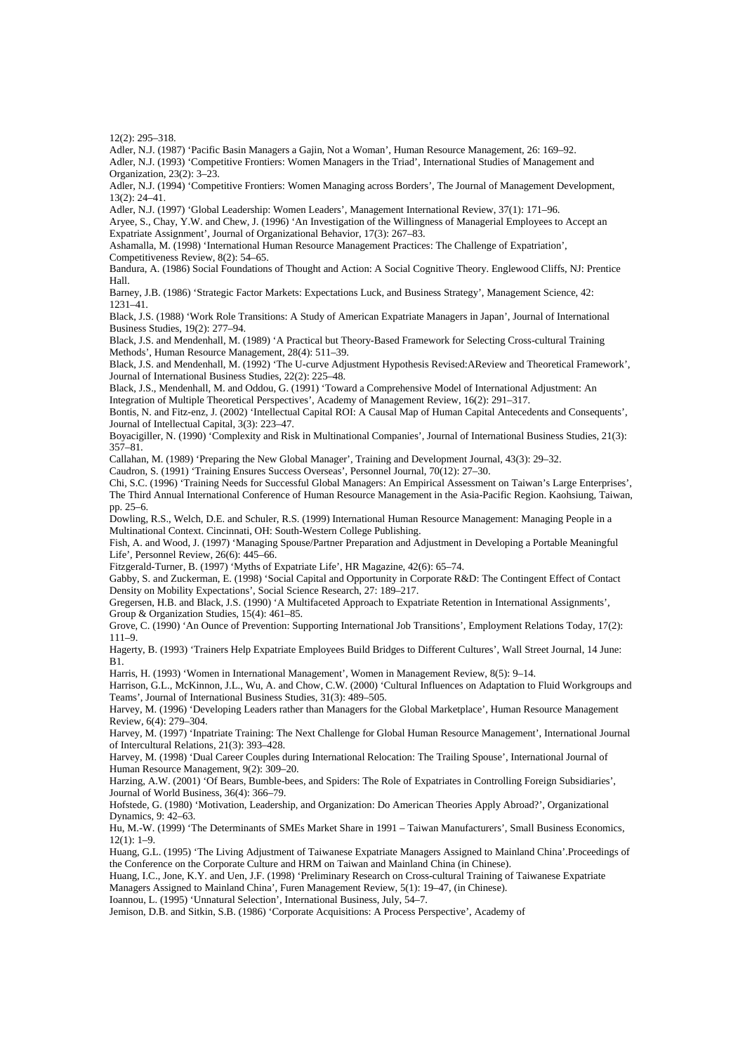12(2): 295–318.

Adler, N.J. (1987) 'Pacific Basin Managers a Gajin, Not a Woman', Human Resource Management, 26: 169–92.

Adler, N.J. (1993) 'Competitive Frontiers: Women Managers in the Triad', International Studies of Management and Organization, 23(2): 3–23.

Adler, N.J. (1994) 'Competitive Frontiers: Women Managing across Borders', The Journal of Management Development, 13(2): 24–41.

Adler, N.J. (1997) 'Global Leadership: Women Leaders', Management International Review, 37(1): 171–96.

Aryee, S., Chay, Y.W. and Chew, J. (1996) 'An Investigation of the Willingness of Managerial Employees to Accept an Expatriate Assignment', Journal of Organizational Behavior, 17(3): 267–83.

Ashamalla, M. (1998) 'International Human Resource Management Practices: The Challenge of Expatriation', Competitiveness Review, 8(2): 54–65.

Bandura, A. (1986) Social Foundations of Thought and Action: A Social Cognitive Theory. Englewood Cliffs, NJ: Prentice Hall.

Barney, J.B. (1986) 'Strategic Factor Markets: Expectations Luck, and Business Strategy', Management Science, 42: 1231–41.

Black, J.S. (1988) 'Work Role Transitions: A Study of American Expatriate Managers in Japan', Journal of International Business Studies, 19(2): 277–94.

Black, J.S. and Mendenhall, M. (1989) 'A Practical but Theory-Based Framework for Selecting Cross-cultural Training Methods', Human Resource Management, 28(4): 511–39.

Black, J.S. and Mendenhall, M. (1992) 'The U-curve Adjustment Hypothesis Revised:AReview and Theoretical Framework', Journal of International Business Studies, 22(2): 225–48.

Black, J.S., Mendenhall, M. and Oddou, G. (1991) 'Toward a Comprehensive Model of International Adjustment: An Integration of Multiple Theoretical Perspectives', Academy of Management Review, 16(2): 291–317.

Bontis, N. and Fitz-enz, J. (2002) 'Intellectual Capital ROI: A Causal Map of Human Capital Antecedents and Consequents', Journal of Intellectual Capital, 3(3): 223–47.

Boyacigiller, N. (1990) 'Complexity and Risk in Multinational Companies', Journal of International Business Studies, 21(3): 357–81.

Callahan, M. (1989) 'Preparing the New Global Manager', Training and Development Journal, 43(3): 29–32.

Caudron, S. (1991) 'Training Ensures Success Overseas', Personnel Journal, 70(12): 27–30.

Chi, S.C. (1996) 'Training Needs for Successful Global Managers: An Empirical Assessment on Taiwan's Large Enterprises', The Third Annual International Conference of Human Resource Management in the Asia-Pacific Region. Kaohsiung, Taiwan, pp. 25–6.

Dowling, R.S., Welch, D.E. and Schuler, R.S. (1999) International Human Resource Management: Managing People in a Multinational Context. Cincinnati, OH: South-Western College Publishing.

Fish, A. and Wood, J. (1997) 'Managing Spouse/Partner Preparation and Adjustment in Developing a Portable Meaningful Life', Personnel Review, 26(6): 445–66.

Fitzgerald-Turner, B. (1997) 'Myths of Expatriate Life', HR Magazine, 42(6): 65–74.

Gabby, S. and Zuckerman, E. (1998) 'Social Capital and Opportunity in Corporate R&D: The Contingent Effect of Contact Density on Mobility Expectations', Social Science Research, 27: 189–217.

Gregersen, H.B. and Black, J.S. (1990) 'A Multifaceted Approach to Expatriate Retention in International Assignments', Group & Organization Studies, 15(4): 461–85.

Grove, C. (1990) 'An Ounce of Prevention: Supporting International Job Transitions', Employment Relations Today, 17(2): 111–9.

Hagerty, B. (1993) 'Trainers Help Expatriate Employees Build Bridges to Different Cultures', Wall Street Journal, 14 June: B1.

Harris, H. (1993) 'Women in International Management', Women in Management Review, 8(5): 9–14.

Harrison, G.L., McKinnon, J.L., Wu, A. and Chow, C.W. (2000) 'Cultural Influences on Adaptation to Fluid Workgroups and Teams', Journal of International Business Studies, 31(3): 489–505.

Harvey, M. (1996) 'Developing Leaders rather than Managers for the Global Marketplace', Human Resource Management Review, 6(4): 279–304.

Harvey, M. (1997) 'Inpatriate Training: The Next Challenge for Global Human Resource Management', International Journal of Intercultural Relations, 21(3): 393–428.

Harvey, M. (1998) 'Dual Career Couples during International Relocation: The Trailing Spouse', International Journal of Human Resource Management, 9(2): 309–20.

Harzing, A.W. (2001) 'Of Bears, Bumble-bees, and Spiders: The Role of Expatriates in Controlling Foreign Subsidiaries', Journal of World Business, 36(4): 366–79.

Hofstede, G. (1980) 'Motivation, Leadership, and Organization: Do American Theories Apply Abroad?', Organizational Dynamics, 9: 42–63.

Hu, M.-W. (1999) 'The Determinants of SMEs Market Share in 1991 – Taiwan Manufacturers', Small Business Economics, 12(1): 1–9.

Huang, G.L. (1995) 'The Living Adjustment of Taiwanese Expatriate Managers Assigned to Mainland China'.Proceedings of the Conference on the Corporate Culture and HRM on Taiwan and Mainland China (in Chinese).

Huang, I.C., Jone, K.Y. and Uen, J.F. (1998) 'Preliminary Research on Cross-cultural Training of Taiwanese Expatriate Managers Assigned to Mainland China', Furen Management Review, 5(1): 19–47, (in Chinese).

Ioannou, L. (1995) 'Unnatural Selection', International Business, July, 54–7.

Jemison, D.B. and Sitkin, S.B. (1986) 'Corporate Acquisitions: A Process Perspective', Academy of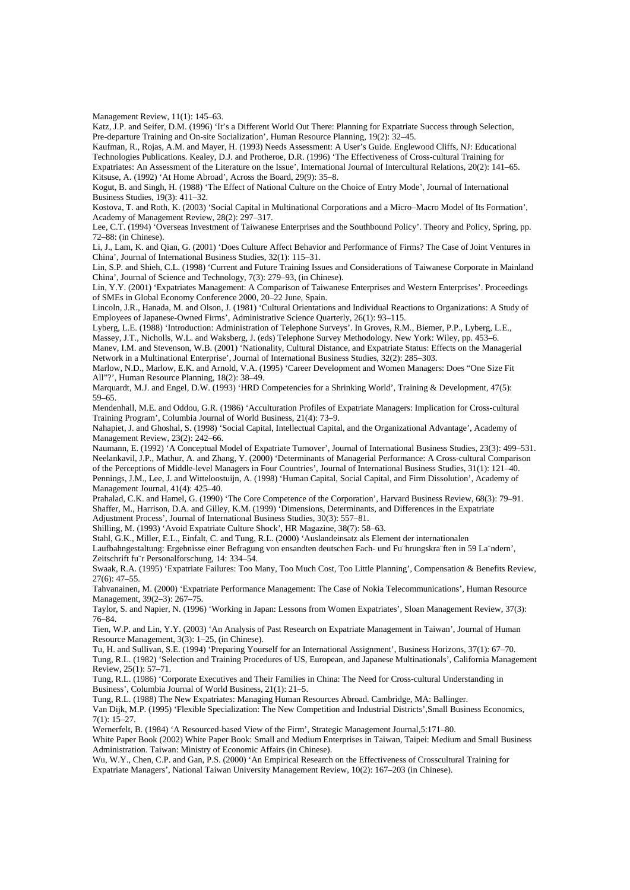Management Review, 11(1): 145–63.

Katz, J.P. and Seifer, D.M. (1996) 'It's a Different World Out There: Planning for Expatriate Success through Selection, Pre-departure Training and On-site Socialization', Human Resource Planning, 19(2): 32–45.

Kaufman, R., Rojas, A.M. and Mayer, H. (1993) Needs Assessment: A User's Guide. Englewood Cliffs, NJ: Educational Technologies Publications. Kealey, D.J. and Protheroe, D.R. (1996) 'The Effectiveness of Cross-cultural Training for Expatriates: An Assessment of the Literature on the Issue', International Journal of Intercultural Relations, 20(2): 141–65.

Kitsuse, A. (1992) 'At Home Abroad', Across the Board, 29(9): 35–8.

Kogut, B. and Singh, H. (1988) 'The Effect of National Culture on the Choice of Entry Mode', Journal of International Business Studies, 19(3): 411–32.

Kostova, T. and Roth, K. (2003) 'Social Capital in Multinational Corporations and a Micro–Macro Model of Its Formation', Academy of Management Review, 28(2): 297–317.

Lee, C.T. (1994) 'Overseas Investment of Taiwanese Enterprises and the Southbound Policy'. Theory and Policy, Spring, pp. 72–88: (in Chinese).

Li, J., Lam, K. and Qian, G. (2001) 'Does Culture Affect Behavior and Performance of Firms? The Case of Joint Ventures in China', Journal of International Business Studies, 32(1): 115–31.

Lin, S.P. and Shieh, C.L. (1998) 'Current and Future Training Issues and Considerations of Taiwanese Corporate in Mainland China', Journal of Science and Technology, 7(3): 279–93, (in Chinese).

Lin, Y.Y. (2001) 'Expatriates Management: A Comparison of Taiwanese Enterprises and Western Enterprises'. Proceedings of SMEs in Global Economy Conference 2000, 20–22 June, Spain.

Lincoln, J.R., Hanada, M. and Olson, J. (1981) 'Cultural Orientations and Individual Reactions to Organizations: A Study of Employees of Japanese-Owned Firms', Administrative Science Quarterly, 26(1): 93–115.

Lyberg, L.E. (1988) 'Introduction: Administration of Telephone Surveys'. In Groves, R.M., Biemer, P.P., Lyberg, L.E., Massey, J.T., Nicholls, W.L. and Waksberg, J. (eds) Telephone Survey Methodology. New York: Wiley, pp. 453–6.

Manev, I.M. and Stevenson, W.B. (2001) 'Nationality, Cultural Distance, and Expatriate Status: Effects on the Managerial Network in a Multinational Enterprise', Journal of International Business Studies, 32(2): 285–303.

Marlow, N.D., Marlow, E.K. and Arnold, V.A. (1995) 'Career Development and Women Managers: Does "One Size Fit All"?', Human Resource Planning, 18(2): 38–49.

Marquardt, M.J. and Engel, D.W. (1993) 'HRD Competencies for a Shrinking World', Training & Development, 47(5): 59–65.

Mendenhall, M.E. and Oddou, G.R. (1986) 'Acculturation Profiles of Expatriate Managers: Implication for Cross-cultural Training Program', Columbia Journal of World Business, 21(4): 73–9.

Nahapiet, J. and Ghoshal, S. (1998) 'Social Capital, Intellectual Capital, and the Organizational Advantage', Academy of Management Review, 23(2): 242–66.

Naumann, E. (1992) 'A Conceptual Model of Expatriate Turnover', Journal of International Business Studies, 23(3): 499–531.

Neelankavil, J.P., Mathur, A. and Zhang, Y. (2000) 'Determinants of Managerial Performance: A Cross-cultural Comparison of the Perceptions of Middle-level Managers in Four Countries', Journal of International Business Studies, 31(1): 121–40.

Pennings, J.M., Lee, J. and Witteloostuijn, A. (1998) 'Human Capital, Social Capital, and Firm Dissolution', Academy of Management Journal, 41(4): 425–40.

Prahalad, C.K. and Hamel, G. (1990) 'The Core Competence of the Corporation', Harvard Business Review, 68(3): 79–91.

Shaffer, M., Harrison, D.A. and Gilley, K.M. (1999) 'Dimensions, Determinants, and Differences in the Expatriate Adjustment Process', Journal of International Business Studies, 30(3): 557–81.

Shilling, M. (1993) 'Avoid Expatriate Culture Shock', HR Magazine, 38(7): 58–63.

Stahl, G.K., Miller, E.L., Einfalt, C. and Tung, R.L. (2000) 'Auslandeinsatz als Element der internationalen Laufbahngestaltung: Ergebnisse einer Befragung von ensandten deutschen Fach- und Fu¨hrungskra¨ften in 59 La¨ndern', Zeitschrift fu¨r Personalforschung, 14: 334–54.

Swaak, R.A. (1995) 'Expatriate Failures: Too Many, Too Much Cost, Too Little Planning', Compensation & Benefits Review, 27(6): 47–55.

Tahvanainen, M. (2000) 'Expatriate Performance Management: The Case of Nokia Telecommunications', Human Resource Management, 39(2–3): 267–75.

Taylor, S. and Napier, N. (1996) 'Working in Japan: Lessons from Women Expatriates', Sloan Management Review, 37(3): 76–84.

Tien, W.P. and Lin, Y.Y. (2003) 'An Analysis of Past Research on Expatriate Management in Taiwan', Journal of Human Resource Management, 3(3): 1–25, (in Chinese).

Tu, H. and Sullivan, S.E. (1994) 'Preparing Yourself for an International Assignment', Business Horizons, 37(1): 67–70.

Tung, R.L. (1982) 'Selection and Training Procedures of US, European, and Japanese Multinationals', California Management Review, 25(1): 57–71.

Tung, R.L. (1986) 'Corporate Executives and Their Families in China: The Need for Cross-cultural Understanding in Business', Columbia Journal of World Business, 21(1): 21–5.

Tung, R.L. (1988) The New Expatriates: Managing Human Resources Abroad. Cambridge, MA: Ballinger.

Van Dijk, M.P. (1995) 'Flexible Specialization: The New Competition and Industrial Districts',Small Business Economics, 7(1): 15–27.

Wernerfelt, B. (1984) 'A Resourced-based View of the Firm', Strategic Management Journal,5:171–80.

White Paper Book (2002) White Paper Book: Small and Medium Enterprises in Taiwan, Taipei: Medium and Small Business Administration. Taiwan: Ministry of Economic Affairs (in Chinese).

Wu, W.Y., Chen, C.P. and Gan, P.S. (2000) 'An Empirical Research on the Effectiveness of Crosscultural Training for Expatriate Managers', National Taiwan University Management Review, 10(2): 167–203 (in Chinese).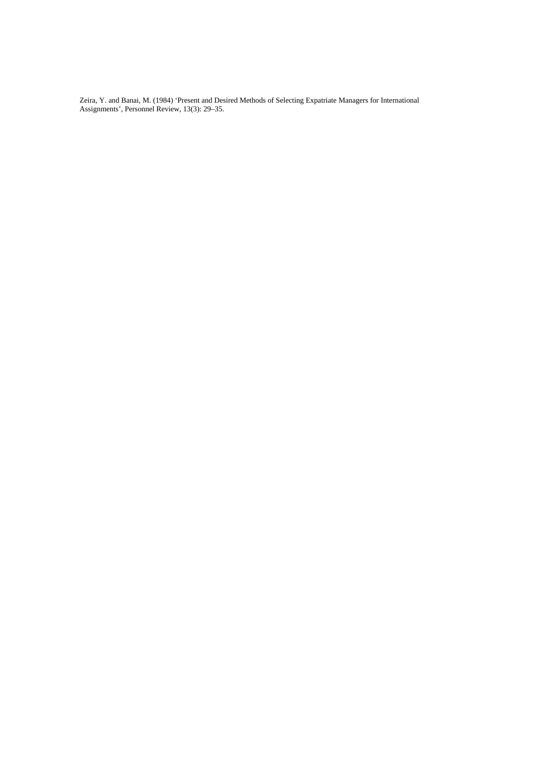Zeira, Y. and Banai, M. (1984) ‘Present and Desired Methods of Selecting Expatriate Managers for International Assignments’, Personnel Review, 13(3): 29–35.